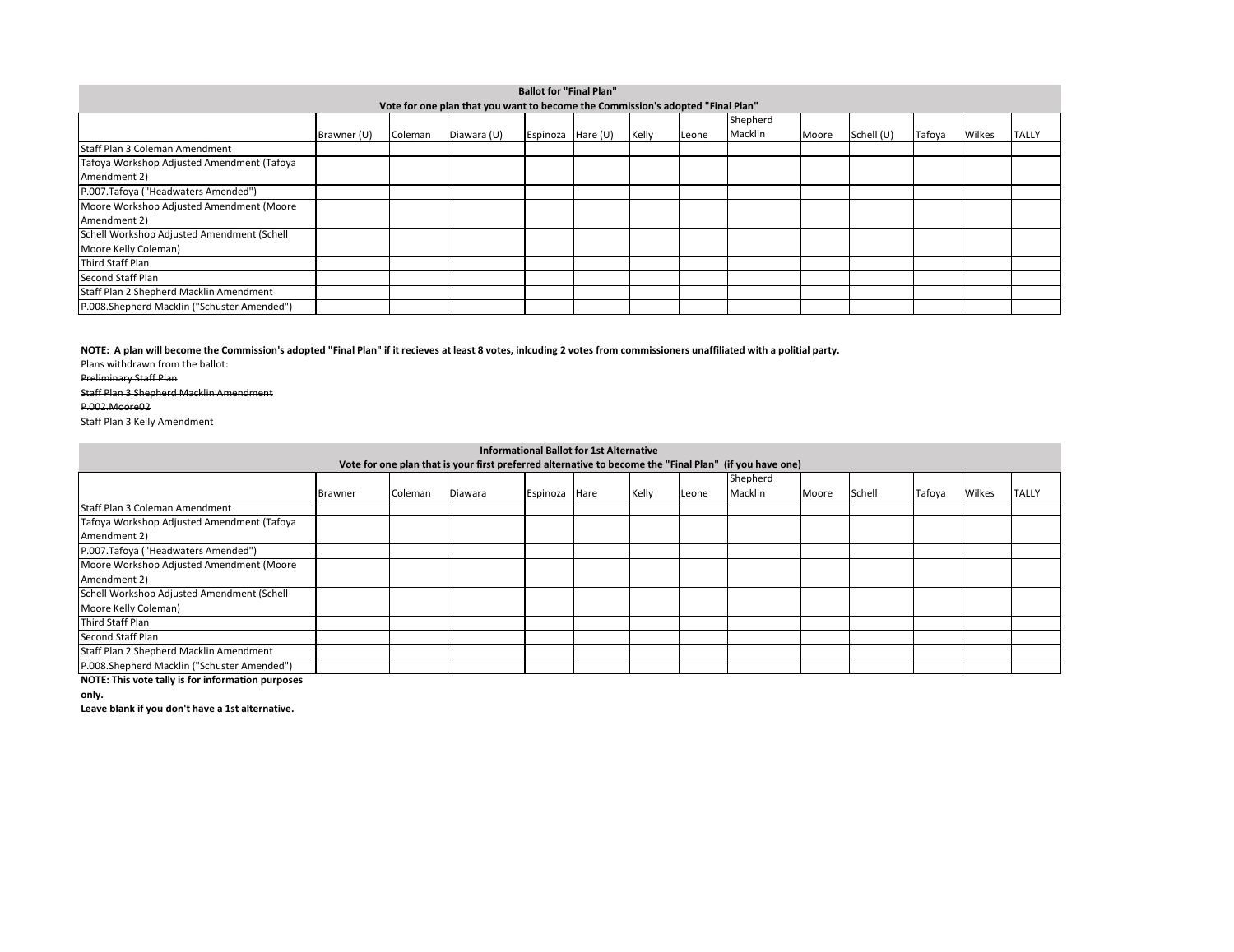**Ballot for "Final Plan"**

**Vote for one plan that you want to become the Commission's adopted "Final Plan"**

| | Brawner (U) | Coleman | Diawara (U) | Espinoza | Hare (U) | Kelly | Leone | Shepherd Macklin | Moore | Schell (U) | Tafoya | Wilkes | TALLY |
|---|---|---|---|---|---|---|---|---|---|---|---|---|---|
| Staff Plan 3 Coleman Amendment | | | | | | | | | | | | | |
| Tafoya Workshop Adjusted Amendment (Tafoya Amendment 2) | | | | | | | | | | | | | |
| P.007.Tafoya ("Headwaters Amended") | | | | | | | | | | | | | |
| Moore Workshop Adjusted Amendment (Moore Amendment 2) | | | | | | | | | | | | | |
| Schell Workshop Adjusted Amendment (Schell Moore Kelly Coleman) | | | | | | | | | | | | | |
| Third Staff Plan | | | | | | | | | | | | | |
| Second Staff Plan | | | | | | | | | | | | | |
| Staff Plan 2 Shepherd Macklin Amendment | | | | | | | | | | | | | |
| P.008.Shepherd Macklin ("Schuster Amended") | | | | | | | | | | | | | |

**NOTE: A plan will become the Commission's adopted "Final Plan" if it recieves at least 8 votes, inlcuding 2 votes from commissioners unaffiliated with a politial party.**

Plans withdrawn from the ballot:

~~Preliminary Staff Plan~~

~~Staff Plan 3 Shepherd Macklin Amendment~~

~~P.002.Moore02~~

~~Staff Plan 3 Kelly Amendment~~

**Informational Ballot for 1st Alternative**

**Vote for one plan that is your first preferred alternative to become the "Final Plan" (if you have one)**

| | Brawner | Coleman | Diawara | Espinoza | Hare | Kelly | Leone | Shepherd Macklin | Moore | Schell | Tafoya | Wilkes | TALLY |
|---|---|---|---|---|---|---|---|---|---|---|---|---|---|
| Staff Plan 3 Coleman Amendment | | | | | | | | | | | | | |
| Tafoya Workshop Adjusted Amendment (Tafoya Amendment 2) | | | | | | | | | | | | | |
| P.007.Tafoya ("Headwaters Amended") | | | | | | | | | | | | | |
| Moore Workshop Adjusted Amendment (Moore Amendment 2) | | | | | | | | | | | | | |
| Schell Workshop Adjusted Amendment (Schell Moore Kelly Coleman) | | | | | | | | | | | | | |
| Third Staff Plan | | | | | | | | | | | | | |
| Second Staff Plan | | | | | | | | | | | | | |
| Staff Plan 2 Shepherd Macklin Amendment | | | | | | | | | | | | | |
| P.008.Shepherd Macklin ("Schuster Amended") | | | | | | | | | | | | | |

**NOTE: This vote tally is for information purposes only.**

**Leave blank if you don't have a 1st alternative.**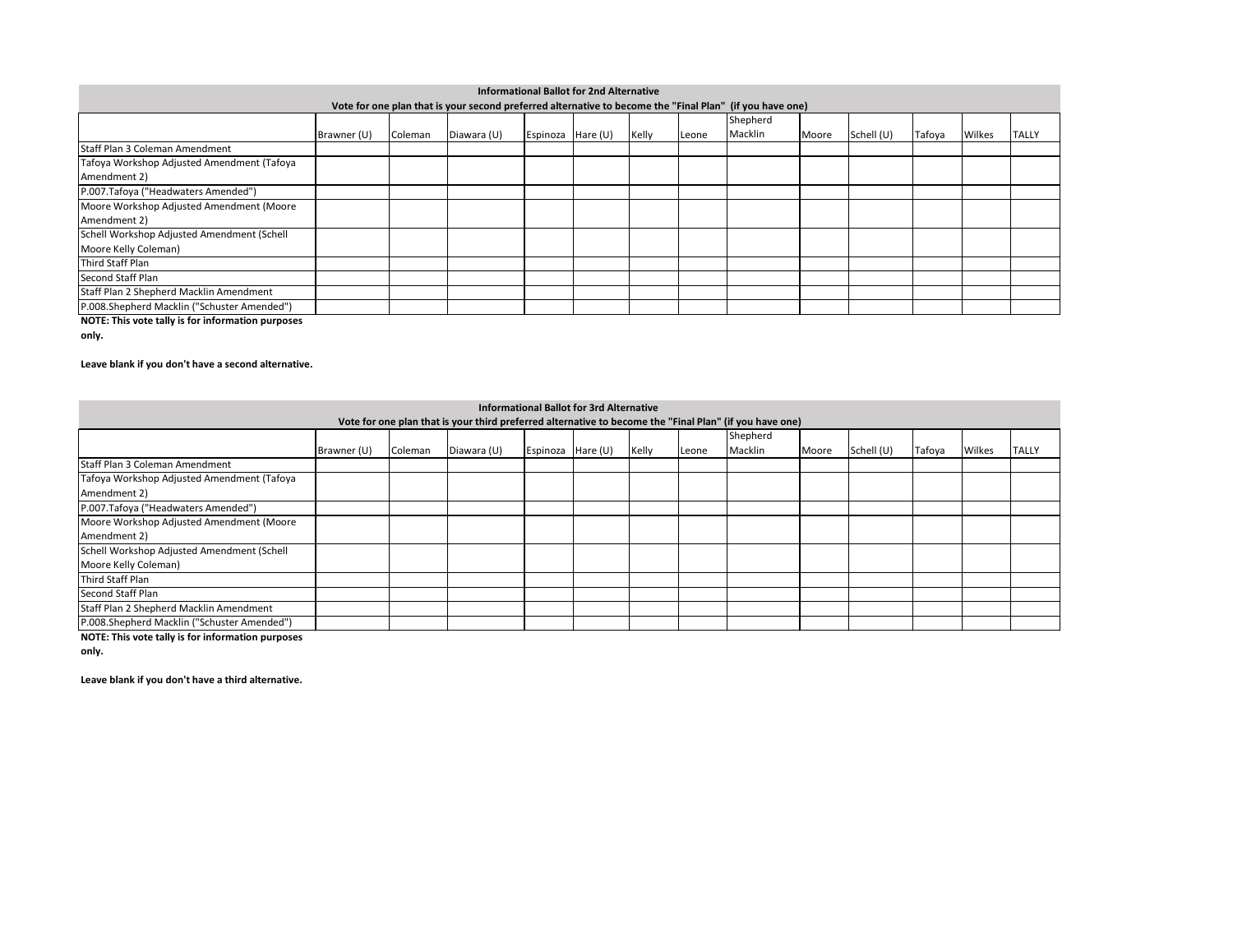| Informational Ballot for 2nd Alternative<br>Vote for one plan that is your second preferred alternative to become the "Final Plan" (if you have one) | | | | | | | | | | | | | |
|---|---|---|---|---|---|---|---|---|---|---|---|---|---|
| | Brawner (U) | Coleman | Diawara (U) | Espinoza | Hare (U) | Kelly | Leone | Shepherd Macklin | Moore | Schell (U) | Tafoya | Wilkes | TALLY |
| Staff Plan 3 Coleman Amendment | | | | | | | | | | | | | |
| Tafoya Workshop Adjusted Amendment (Tafoya Amendment 2) | | | | | | | | | | | | | |
| P.007.Tafoya ("Headwaters Amended") | | | | | | | | | | | | | |
| Moore Workshop Adjusted Amendment (Moore Amendment 2) | | | | | | | | | | | | | |
| Schell Workshop Adjusted Amendment (Schell Moore Kelly Coleman) | | | | | | | | | | | | | |
| Third Staff Plan | | | | | | | | | | | | | |
| Second Staff Plan | | | | | | | | | | | | | |
| Staff Plan 2 Shepherd Macklin Amendment | | | | | | | | | | | | | |
| P.008.Shepherd Macklin ("Schuster Amended") | | | | | | | | | | | | | |

**NOTE: This vote tally is for information purposes only.**

**Leave blank if you don't have a second alternative.**

| Informational Ballot for 3rd Alternative<br>Vote for one plan that is your third preferred alternative to become the "Final Plan" (if you have one) | | | | | | | | | | | | | |
|---|---|---|---|---|---|---|---|---|---|---|---|---|---|
| | Brawner (U) | Coleman | Diawara (U) | Espinoza | Hare (U) | Kelly | Leone | Shepherd Macklin | Moore | Schell (U) | Tafoya | Wilkes | TALLY |
| Staff Plan 3 Coleman Amendment | | | | | | | | | | | | | |
| Tafoya Workshop Adjusted Amendment (Tafoya Amendment 2) | | | | | | | | | | | | | |
| P.007.Tafoya ("Headwaters Amended") | | | | | | | | | | | | | |
| Moore Workshop Adjusted Amendment (Moore Amendment 2) | | | | | | | | | | | | | |
| Schell Workshop Adjusted Amendment (Schell Moore Kelly Coleman) | | | | | | | | | | | | | |
| Third Staff Plan | | | | | | | | | | | | | |
| Second Staff Plan | | | | | | | | | | | | | |
| Staff Plan 2 Shepherd Macklin Amendment | | | | | | | | | | | | | |
| P.008.Shepherd Macklin ("Schuster Amended") | | | | | | | | | | | | | |

**NOTE: This vote tally is for information purposes only.**

**Leave blank if you don't have a third alternative.**